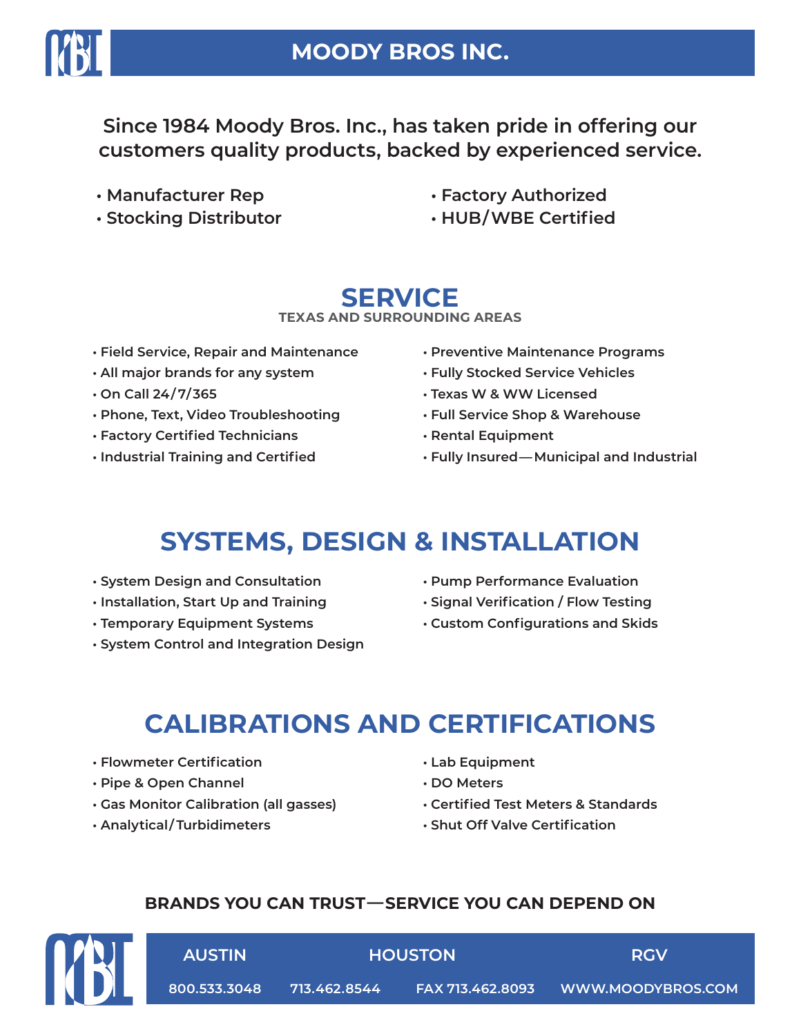# MOODY BROS INC.

**Since 1984 Moody Bros. Inc., has taken pride in offering our customers quality products, backed by experienced service.**

- Manufacturer Rep
- Stocking Distributor
- Factory Authorized
- HUB/WBE Certified

## SERVICE

**TEXAS AND SURROUNDING AREAS**

- Field Service, Repair and Maintenance
- All major brands for any system
- On Call 24/7/365
- Phone, Text, Video Troubleshooting
- Factory Certified Technicians
- Industrial Training and Certified
- Preventive Maintenance Programs
- Fully Stocked Service Vehicles
- Texas W & WW Licensed
- Full Service Shop & Warehouse
- Rental Equipment
- Fully Insured—Municipal and Industrial

## SYSTEMS, DESIGN & INSTALLATION

- System Design and Consultation
- Installation, Start Up and Training
- Temporary Equipment Systems
- System Control and Integration Design
- Pump Performance Evaluation
- Signal Verification / Flow Testing
- Custom Configurations and Skids

## CALIBRATIONS AND CERTIFICATIONS

- Flowmeter Certification
- Pipe & Open Channel
- Gas Monitor Calibration (all gasses)
- Analytical/Turbidimeters
- Lab Equipment
- DO Meters
- Certified Test Meters & Standards
- Shut Off Valve Certification

**BRANDS YOU CAN TRUST—SERVICE YOU CAN DEPEND ON**

**AUSTIN** **HOUSTON** **RGV**

800.533.3048 713.462.8544 FAX 713.462.8093 WWW.MOODYBROS.COM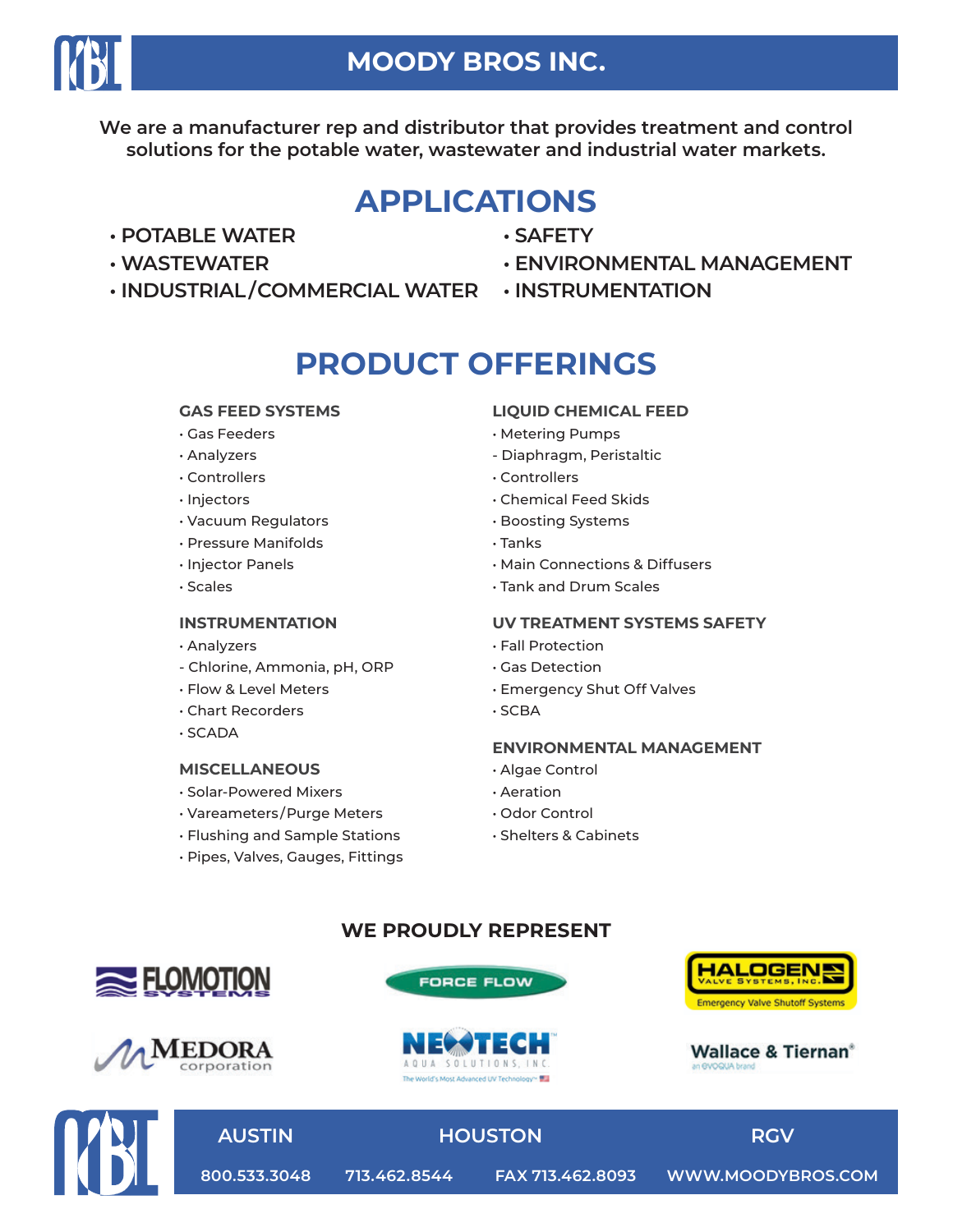# MOODY BROS INC.

We are a manufacturer rep and distributor that provides treatment and control solutions for the potable water, wastewater and industrial water markets.

## APPLICATIONS

- POTABLE WATER
- WASTEWATER
- INDUSTRIAL/COMMERCIAL WATER
- SAFETY
- ENVIRONMENTAL MANAGEMENT
- INSTRUMENTATION

## PRODUCT OFFERINGS

### GAS FEED SYSTEMS

- Gas Feeders
- Analyzers
- Controllers
- Injectors
- Vacuum Regulators
- Pressure Manifolds
- Injector Panels
- Scales

### INSTRUMENTATION

- Analyzers
  - Chlorine, Ammonia, pH, ORP
- Flow & Level Meters
- Chart Recorders
- SCADA

### MISCELLANEOUS

- Solar-Powered Mixers
- Vareameters/Purge Meters
- Flushing and Sample Stations
- Pipes, Valves, Gauges, Fittings

### LIQUID CHEMICAL FEED

- Metering Pumps
  - Diaphragm, Peristaltic
- Controllers
- Chemical Feed Skids
- Boosting Systems
- Tanks
- Main Connections & Diffusers
- Tank and Drum Scales

### UV TREATMENT SYSTEMS SAFETY

- Fall Protection
- Gas Detection
- Emergency Shut Off Valves
- SCBA

### ENVIRONMENTAL MANAGEMENT

- Algae Control
- Aeration
- Odor Control
- Shelters & Cabinets

## WE PROUDLY REPRESENT

FLOMOTION SYSTEMS

FORCE FLOW

HALOGEN VALVE SYSTEMS, INC. – Emergency Valve Shutoff Systems

MEDORA corporation

NEOTECH AQUA SOLUTIONS, INC. – The World's Most Advanced UV Technology™

Wallace & Tiernan® – an EVOQUA brand

AUSTIN | HOUSTON | RGV

800.533.3048 | 713.462.8544 | FAX 713.462.8093 | WWW.MOODYBROS.COM